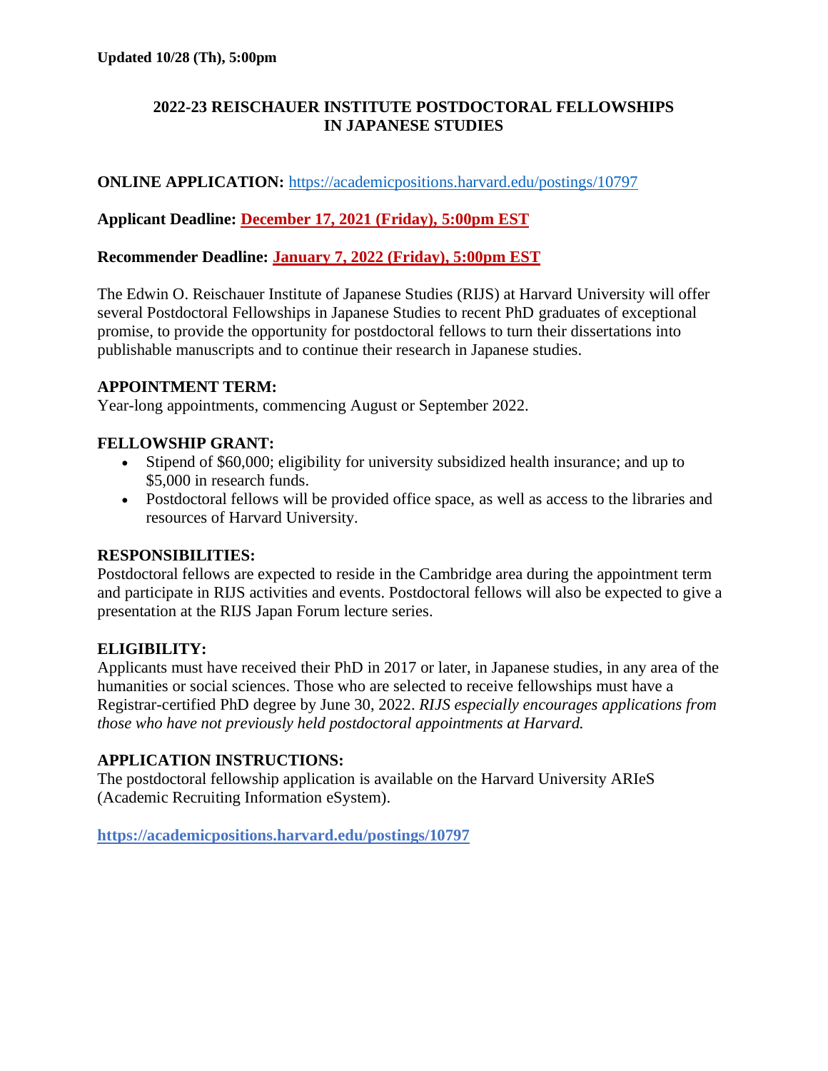**Updated 10/28 (Th), 5:00pm**

# 2022-23 REISCHAUER INSTITUTE POSTDOCTORAL FELLOWSHIPS IN JAPANESE STUDIES

**ONLINE APPLICATION:** https://academicpositions.harvard.edu/postings/10797

**Applicant Deadline: December 17, 2021 (Friday), 5:00pm EST**

**Recommender Deadline: January 7, 2022 (Friday), 5:00pm EST**

The Edwin O. Reischauer Institute of Japanese Studies (RIJS) at Harvard University will offer several Postdoctoral Fellowships in Japanese Studies to recent PhD graduates of exceptional promise, to provide the opportunity for postdoctoral fellows to turn their dissertations into publishable manuscripts and to continue their research in Japanese studies.

**APPOINTMENT TERM:**
Year-long appointments, commencing August or September 2022.

**FELLOWSHIP GRANT:**
- Stipend of $60,000; eligibility for university subsidized health insurance; and up to $5,000 in research funds.
- Postdoctoral fellows will be provided office space, as well as access to the libraries and resources of Harvard University.

**RESPONSIBILITIES:**
Postdoctoral fellows are expected to reside in the Cambridge area during the appointment term and participate in RIJS activities and events. Postdoctoral fellows will also be expected to give a presentation at the RIJS Japan Forum lecture series.

**ELIGIBILITY:**
Applicants must have received their PhD in 2017 or later, in Japanese studies, in any area of the humanities or social sciences. Those who are selected to receive fellowships must have a Registrar-certified PhD degree by June 30, 2022. *RIJS especially encourages applications from those who have not previously held postdoctoral appointments at Harvard.*

**APPLICATION INSTRUCTIONS:**
The postdoctoral fellowship application is available on the Harvard University ARIeS (Academic Recruiting Information eSystem).

**https://academicpositions.harvard.edu/postings/10797**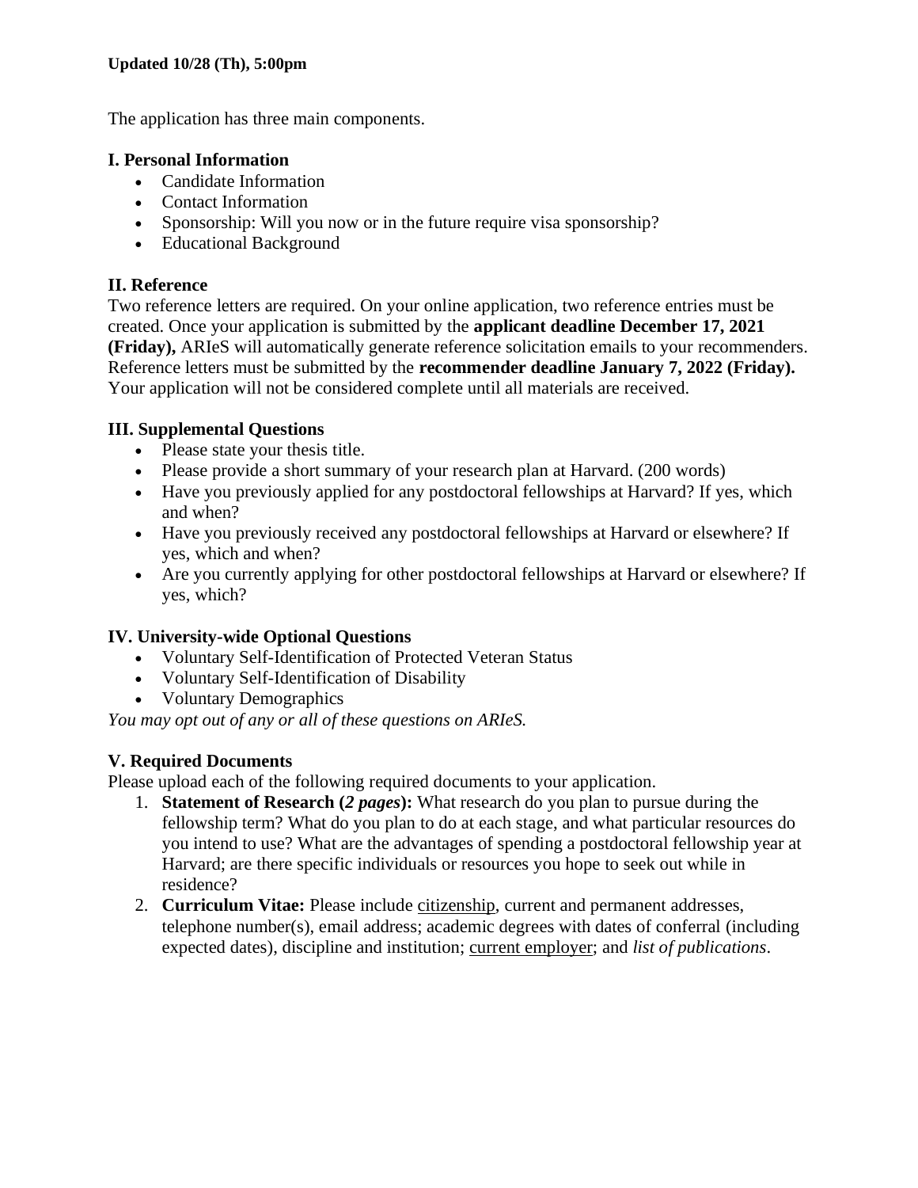**Updated 10/28 (Th), 5:00pm**

The application has three main components.

### I. Personal Information

- Candidate Information
- Contact Information
- Sponsorship: Will you now or in the future require visa sponsorship?
- Educational Background

### II. Reference

Two reference letters are required. On your online application, two reference entries must be created. Once your application is submitted by the **applicant deadline December 17, 2021 (Friday),** ARIeS will automatically generate reference solicitation emails to your recommenders. Reference letters must be submitted by the **recommender deadline January 7, 2022 (Friday).** Your application will not be considered complete until all materials are received.

### III. Supplemental Questions

- Please state your thesis title.
- Please provide a short summary of your research plan at Harvard. (200 words)
- Have you previously applied for any postdoctoral fellowships at Harvard? If yes, which and when?
- Have you previously received any postdoctoral fellowships at Harvard or elsewhere? If yes, which and when?
- Are you currently applying for other postdoctoral fellowships at Harvard or elsewhere? If yes, which?

### IV. University-wide Optional Questions

- Voluntary Self-Identification of Protected Veteran Status
- Voluntary Self-Identification of Disability
- Voluntary Demographics

*You may opt out of any or all of these questions on ARIeS.*

### V. Required Documents

Please upload each of the following required documents to your application.

1. **Statement of Research (*2 pages*):** What research do you plan to pursue during the fellowship term? What do you plan to do at each stage, and what particular resources do you intend to use? What are the advantages of spending a postdoctoral fellowship year at Harvard; are there specific individuals or resources you hope to seek out while in residence?
2. **Curriculum Vitae:** Please include <u>citizenship</u>, current and permanent addresses, telephone number(s), email address; academic degrees with dates of conferral (including expected dates), discipline and institution; <u>current employer</u>; and *list of publications*.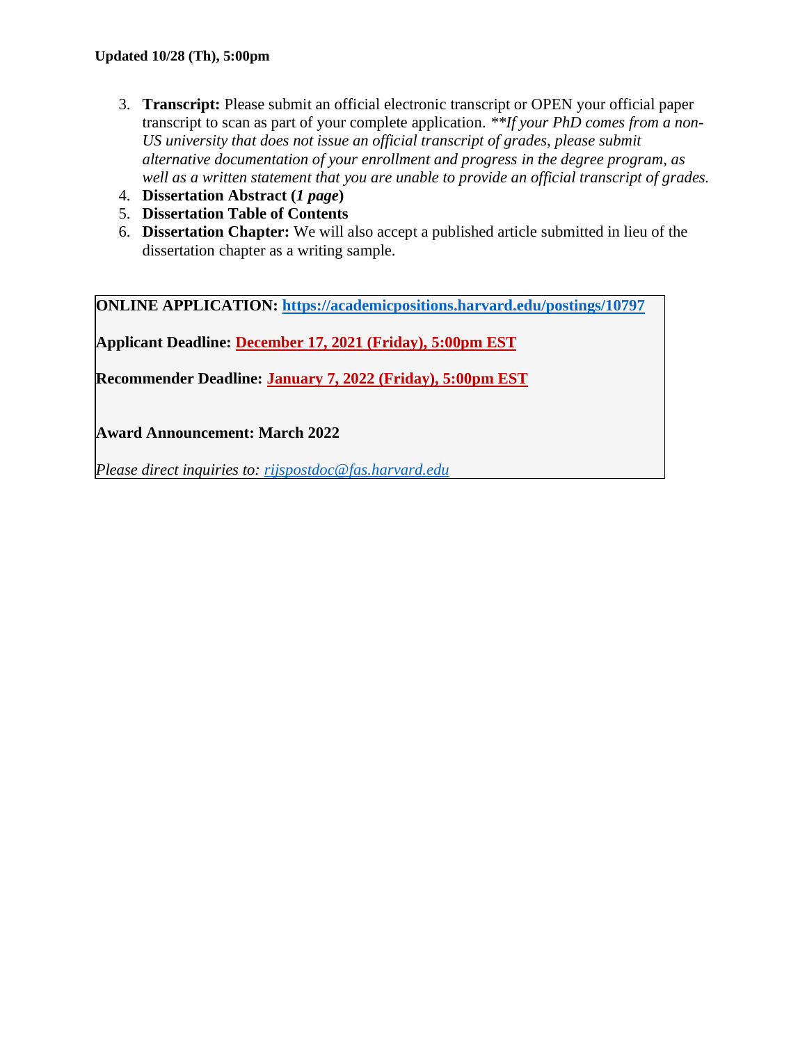**Updated 10/28 (Th), 5:00pm**

3. **Transcript:** Please submit an official electronic transcript or OPEN your official paper transcript to scan as part of your complete application. *\*\*If your PhD comes from a non-US university that does not issue an official transcript of grades, please submit alternative documentation of your enrollment and progress in the degree program, as well as a written statement that you are unable to provide an official transcript of grades.*
4. **Dissertation Abstract (*1 page*)**
5. **Dissertation Table of Contents**
6. **Dissertation Chapter:** We will also accept a published article submitted in lieu of the dissertation chapter as a writing sample.

**ONLINE APPLICATION:** **https://academicpositions.harvard.edu/postings/10797**

**Applicant Deadline:** **December 17, 2021 (Friday), 5:00pm EST**

**Recommender Deadline:** **January 7, 2022 (Friday), 5:00pm EST**

**Award Announcement: March 2022**

*Please direct inquiries to: rijspostdoc@fas.harvard.edu*